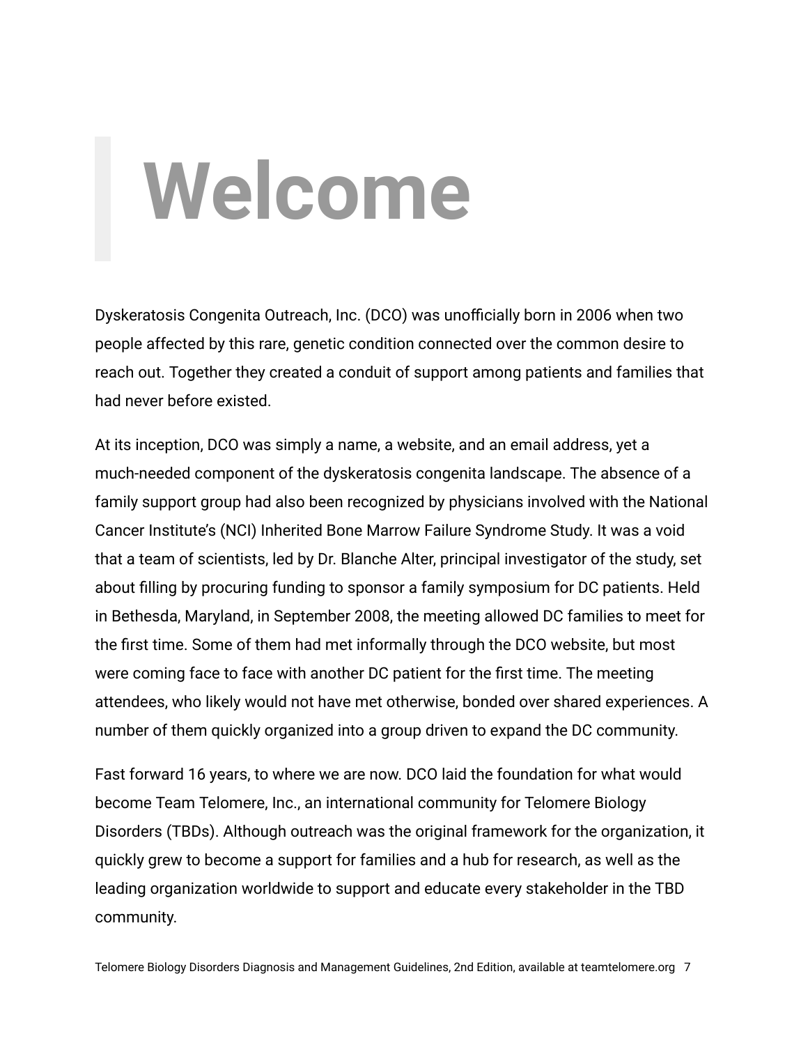# Welcome

Dyskeratosis Congenita Outreach, Inc. (DCO) was unofficially born in 2006 when two people affected by this rare, genetic condition connected over the common desire to reach out. Together they created a conduit of support among patients and families that had never before existed.

At its inception, DCO was simply a name, a website, and an email address, yet a much-needed component of the dyskeratosis congenita landscape. The absence of a family support group had also been recognized by physicians involved with the National Cancer Institute's (NCI) Inherited Bone Marrow Failure Syndrome Study. It was a void that a team of scientists, led by Dr. Blanche Alter, principal investigator of the study, set about filling by procuring funding to sponsor a family symposium for DC patients. Held in Bethesda, Maryland, in September 2008, the meeting allowed DC families to meet for the first time. Some of them had met informally through the DCO website, but most were coming face to face with another DC patient for the first time. The meeting attendees, who likely would not have met otherwise, bonded over shared experiences. A number of them quickly organized into a group driven to expand the DC community.

Fast forward 16 years, to where we are now. DCO laid the foundation for what would become Team Telomere, Inc., an international community for Telomere Biology Disorders (TBDs). Although outreach was the original framework for the organization, it quickly grew to become a support for families and a hub for research, as well as the leading organization worldwide to support and educate every stakeholder in the TBD community.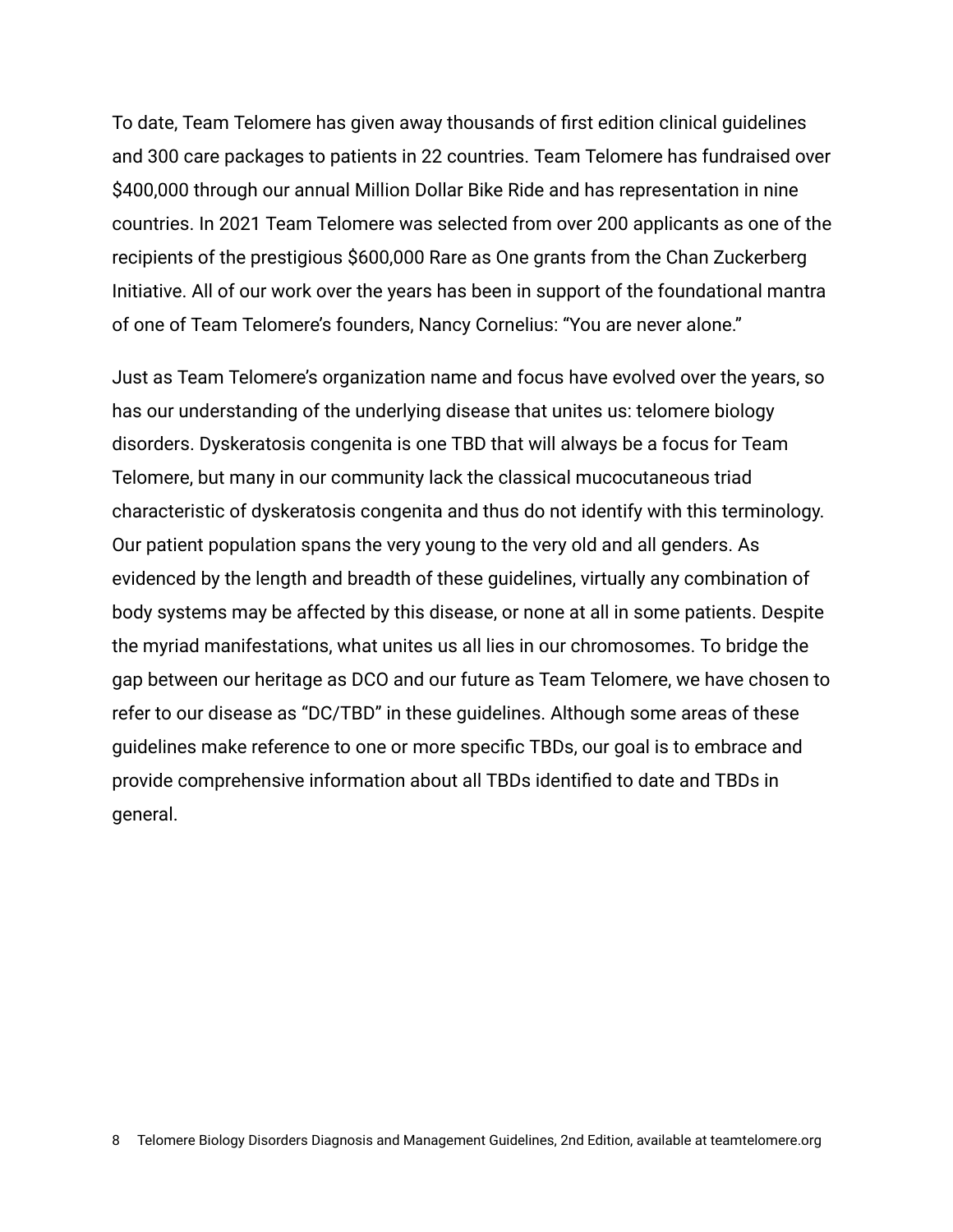To date, Team Telomere has given away thousands of first edition clinical guidelines and 300 care packages to patients in 22 countries. Team Telomere has fundraised over $400,000 through our annual Million Dollar Bike Ride and has representation in nine countries. In 2021 Team Telomere was selected from over 200 applicants as one of the recipients of the prestigious $600,000 Rare as One grants from the Chan Zuckerberg Initiative. All of our work over the years has been in support of the foundational mantra of one of Team Telomere's founders, Nancy Cornelius: "You are never alone."

Just as Team Telomere's organization name and focus have evolved over the years, so has our understanding of the underlying disease that unites us: telomere biology disorders. Dyskeratosis congenita is one TBD that will always be a focus for Team Telomere, but many in our community lack the classical mucocutaneous triad characteristic of dyskeratosis congenita and thus do not identify with this terminology. Our patient population spans the very young to the very old and all genders. As evidenced by the length and breadth of these guidelines, virtually any combination of body systems may be affected by this disease, or none at all in some patients. Despite the myriad manifestations, what unites us all lies in our chromosomes. To bridge the gap between our heritage as DCO and our future as Team Telomere, we have chosen to refer to our disease as "DC/TBD" in these guidelines. Although some areas of these guidelines make reference to one or more specific TBDs, our goal is to embrace and provide comprehensive information about all TBDs identified to date and TBDs in general.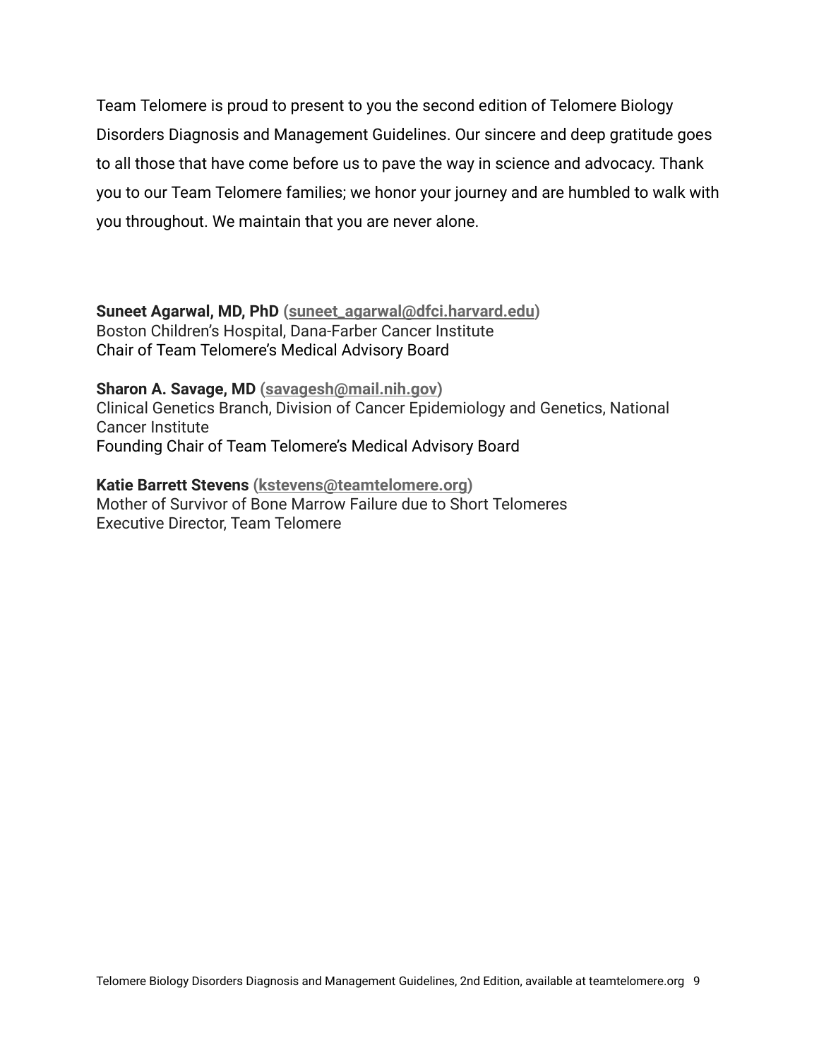Team Telomere is proud to present to you the second edition of Telomere Biology Disorders Diagnosis and Management Guidelines. Our sincere and deep gratitude goes to all those that have come before us to pave the way in science and advocacy. Thank you to our Team Telomere families; we honor your journey and are humbled to walk with you throughout. We maintain that you are never alone.

**Suneet Agarwal, MD, PhD (suneet_agarwal@dfci.harvard.edu)**
Boston Children's Hospital, Dana-Farber Cancer Institute
Chair of Team Telomere's Medical Advisory Board

**Sharon A. Savage, MD (savagesh@mail.nih.gov)**
Clinical Genetics Branch, Division of Cancer Epidemiology and Genetics, National Cancer Institute
Founding Chair of Team Telomere's Medical Advisory Board

**Katie Barrett Stevens (kstevens@teamtelomere.org)**
Mother of Survivor of Bone Marrow Failure due to Short Telomeres
Executive Director, Team Telomere